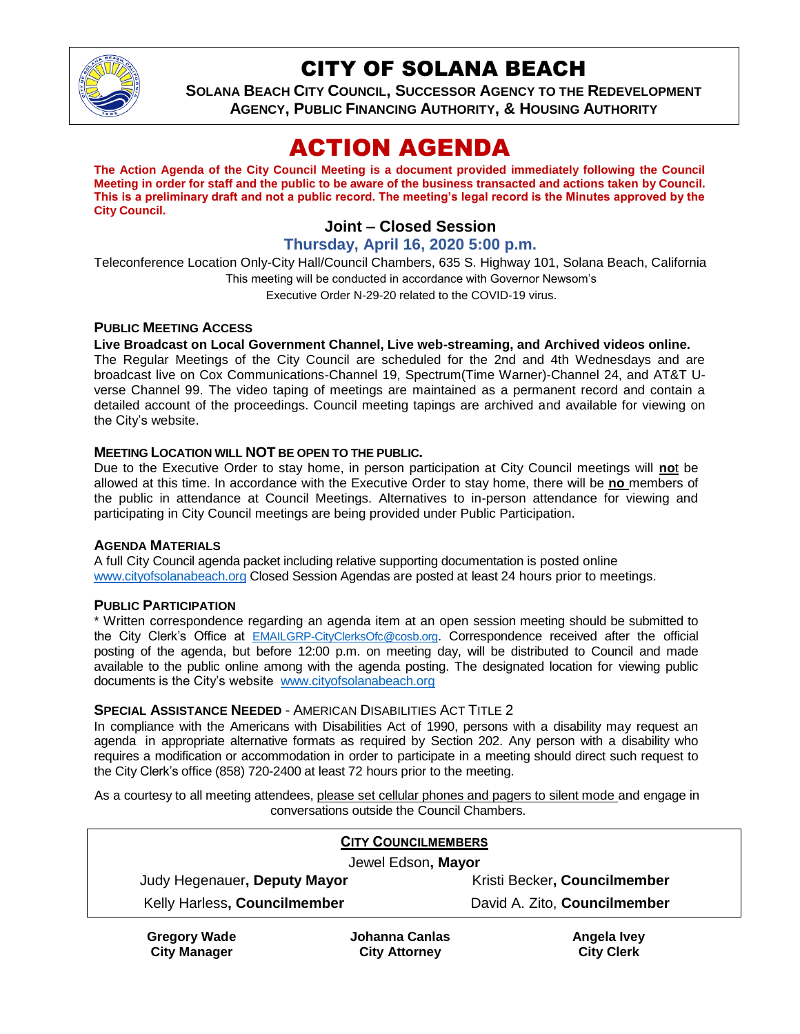# CITY OF SOLANA BEACH

**SOLANA BEACH CITY COUNCIL, SUCCESSOR AGENCY TO THE REDEVELOPMENT AGENCY, PUBLIC FINANCING AUTHORITY, & HOUSING AUTHORITY**

# ACTION AGENDA

**The Action Agenda of the City Council Meeting is a document provided immediately following the Council Meeting in order for staff and the public to be aware of the business transacted and actions taken by Council. This is a preliminary draft and not a public record. The meeting's legal record is the Minutes approved by the City Council.**

## Joint – Closed Session

### Thursday, April 16, 2020 5:00 p.m.

Teleconference Location Only-City Hall/Council Chambers, 635 S. Highway 101, Solana Beach, California
This meeting will be conducted in accordance with Governor Newsom's
Executive Order N-29-20 related to the COVID-19 virus.

### PUBLIC MEETING ACCESS

**Live Broadcast on Local Government Channel, Live web-streaming, and Archived videos online.**

The Regular Meetings of the City Council are scheduled for the 2nd and 4th Wednesdays and are broadcast live on Cox Communications-Channel 19, Spectrum(Time Warner)-Channel 24, and AT&T U-verse Channel 99. The video taping of meetings are maintained as a permanent record and contain a detailed account of the proceedings. Council meeting tapings are archived and available for viewing on the City's website.

### MEETING LOCATION WILL NOT BE OPEN TO THE PUBLIC.

Due to the Executive Order to stay home, in person participation at City Council meetings will **not** be allowed at this time. In accordance with the Executive Order to stay home, there will be **no** members of the public in attendance at Council Meetings. Alternatives to in-person attendance for viewing and participating in City Council meetings are being provided under Public Participation.

### AGENDA MATERIALS

A full City Council agenda packet including relative supporting documentation is posted online www.cityofsolanabeach.org Closed Session Agendas are posted at least 24 hours prior to meetings.

### PUBLIC PARTICIPATION

* Written correspondence regarding an agenda item at an open session meeting should be submitted to the City Clerk's Office at EMAILGRP-CityClerksOfc@cosb.org. Correspondence received after the official posting of the agenda, but before 12:00 p.m. on meeting day, will be distributed to Council and made available to the public online among with the agenda posting. The designated location for viewing public documents is the City's website www.cityofsolanabeach.org

### SPECIAL ASSISTANCE NEEDED - AMERICAN DISABILITIES ACT TITLE 2

In compliance with the Americans with Disabilities Act of 1990, persons with a disability may request an agenda in appropriate alternative formats as required by Section 202. Any person with a disability who requires a modification or accommodation in order to participate in a meeting should direct such request to the City Clerk's office (858) 720-2400 at least 72 hours prior to the meeting.

As a courtesy to all meeting attendees, please set cellular phones and pagers to silent mode and engage in conversations outside the Council Chambers.

**CITY COUNCILMEMBERS**

Jewel Edson, **Mayor**

| | |
|---|---|
| Judy Hegenauer, **Deputy Mayor** | Kristi Becker, **Councilmember** |
| Kelly Harless, **Councilmember** | David A. Zito, **Councilmember** |

| | | |
|---|---|---|
| **Gregory Wade** | **Johanna Canlas** | **Angela Ivey** |
| **City Manager** | **City Attorney** | **City Clerk** |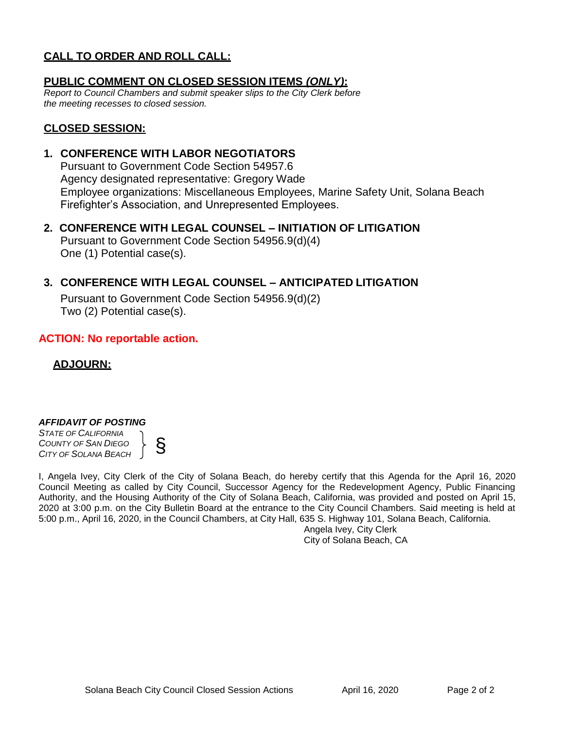## CALL TO ORDER AND ROLL CALL:

## PUBLIC COMMENT ON CLOSED SESSION ITEMS *(ONLY)*:

*Report to Council Chambers and submit speaker slips to the City Clerk before the meeting recesses to closed session.*

## CLOSED SESSION:

### 1. CONFERENCE WITH LABOR NEGOTIATORS

Pursuant to Government Code Section 54957.6
Agency designated representative: Gregory Wade
Employee organizations: Miscellaneous Employees, Marine Safety Unit, Solana Beach Firefighter's Association, and Unrepresented Employees.

### 2. CONFERENCE WITH LEGAL COUNSEL – INITIATION OF LITIGATION

Pursuant to Government Code Section 54956.9(d)(4)
One (1) Potential case(s).

### 3. CONFERENCE WITH LEGAL COUNSEL – ANTICIPATED LITIGATION

Pursuant to Government Code Section 54956.9(d)(2)
Two (2) Potential case(s).

**ACTION: No reportable action.**

## ADJOURN:

***AFFIDAVIT OF POSTING***

*STATE OF CALIFORNIA*
*COUNTY OF SAN DIEGO* } §
*CITY OF SOLANA BEACH*

I, Angela Ivey, City Clerk of the City of Solana Beach, do hereby certify that this Agenda for the April 16, 2020 Council Meeting as called by City Council, Successor Agency for the Redevelopment Agency, Public Financing Authority, and the Housing Authority of the City of Solana Beach, California, was provided and posted on April 15, 2020 at 3:00 p.m. on the City Bulletin Board at the entrance to the City Council Chambers. Said meeting is held at 5:00 p.m., April 16, 2020, in the Council Chambers, at City Hall, 635 S. Highway 101, Solana Beach, California.

Angela Ivey, City Clerk
City of Solana Beach, CA